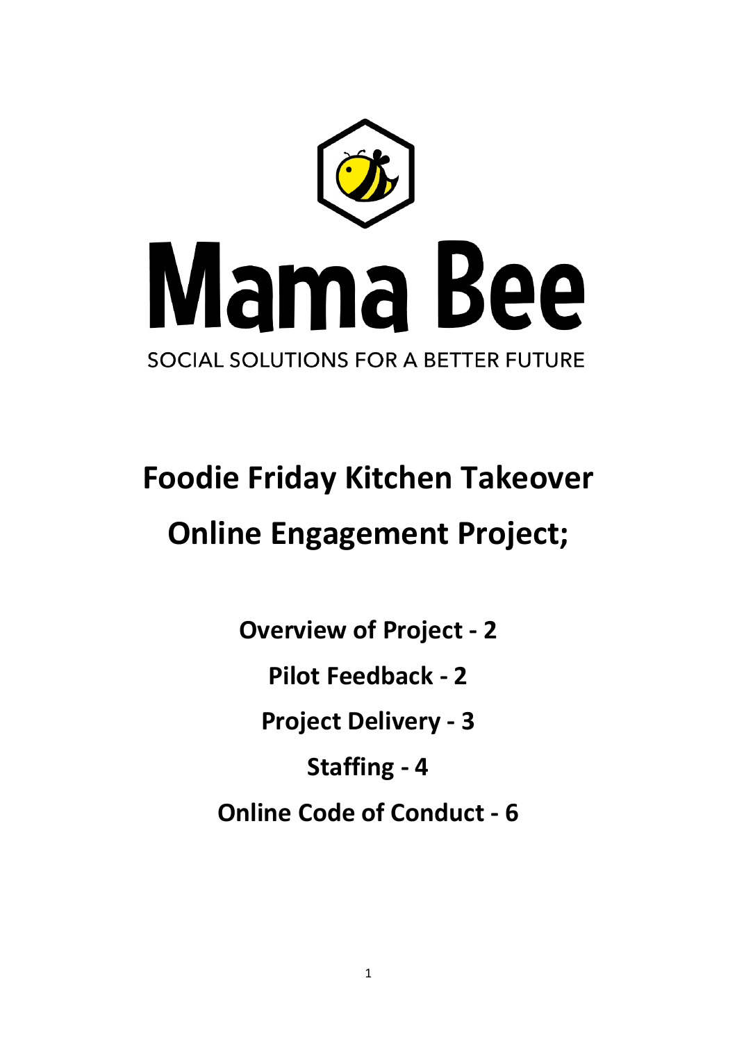# Mama Bee

SOCIAL SOLUTIONS FOR A BETTER FUTURE

# Foodie Friday Kitchen Takeover Online Engagement Project;

**Overview of Project - 2**

**Pilot Feedback - 2**

**Project Delivery - 3**

**Staffing - 4**

**Online Code of Conduct - 6**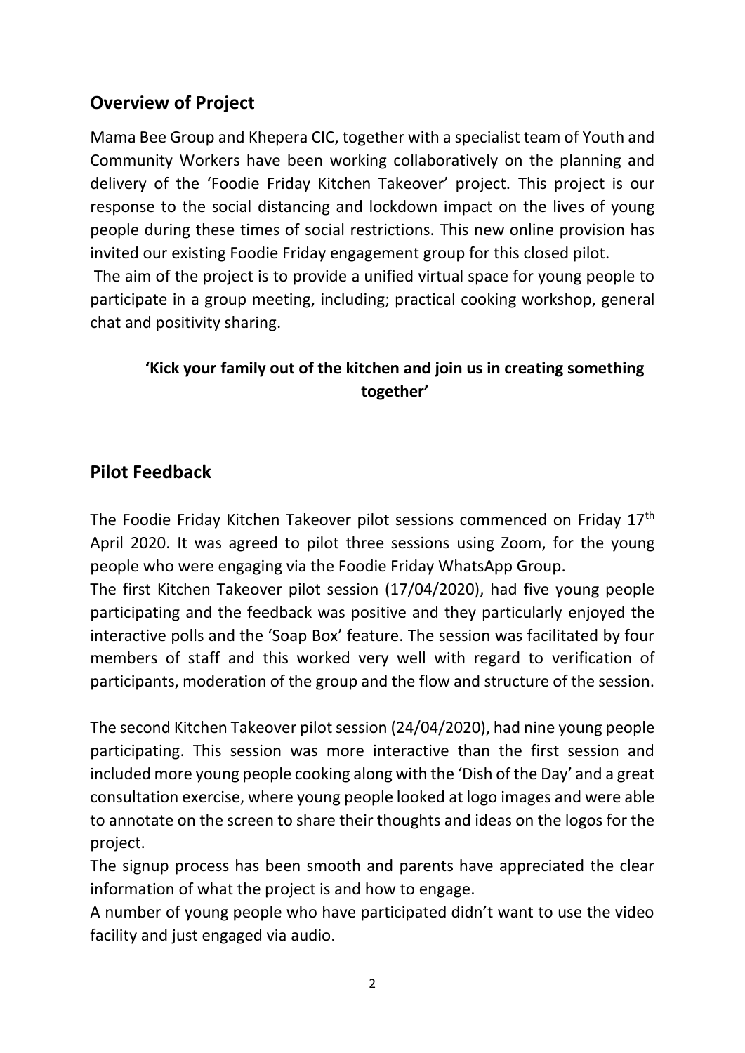## Overview of Project

Mama Bee Group and Khepera CIC, together with a specialist team of Youth and Community Workers have been working collaboratively on the planning and delivery of the 'Foodie Friday Kitchen Takeover' project. This project is our response to the social distancing and lockdown impact on the lives of young people during these times of social restrictions. This new online provision has invited our existing Foodie Friday engagement group for this closed pilot.

The aim of the project is to provide a unified virtual space for young people to participate in a group meeting, including; practical cooking workshop, general chat and positivity sharing.

**'Kick your family out of the kitchen and join us in creating something together'**

## Pilot Feedback

The Foodie Friday Kitchen Takeover pilot sessions commenced on Friday 17th April 2020. It was agreed to pilot three sessions using Zoom, for the young people who were engaging via the Foodie Friday WhatsApp Group.

The first Kitchen Takeover pilot session (17/04/2020), had five young people participating and the feedback was positive and they particularly enjoyed the interactive polls and the 'Soap Box' feature. The session was facilitated by four members of staff and this worked very well with regard to verification of participants, moderation of the group and the flow and structure of the session.

The second Kitchen Takeover pilot session (24/04/2020), had nine young people participating. This session was more interactive than the first session and included more young people cooking along with the 'Dish of the Day' and a great consultation exercise, where young people looked at logo images and were able to annotate on the screen to share their thoughts and ideas on the logos for the project.

The signup process has been smooth and parents have appreciated the clear information of what the project is and how to engage.

A number of young people who have participated didn't want to use the video facility and just engaged via audio.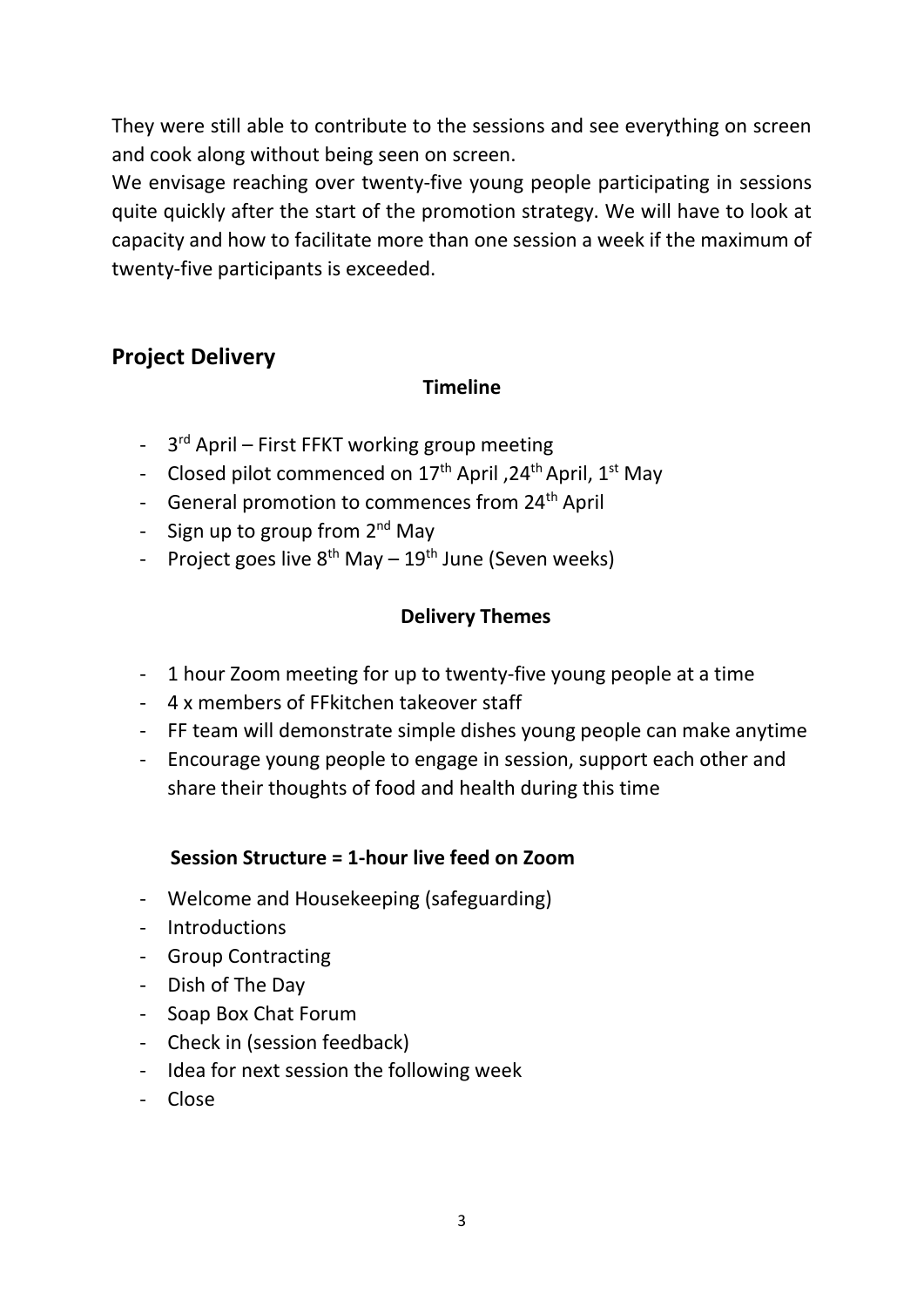They were still able to contribute to the sessions and see everything on screen and cook along without being seen on screen.

We envisage reaching over twenty-five young people participating in sessions quite quickly after the start of the promotion strategy. We will have to look at capacity and how to facilitate more than one session a week if the maximum of twenty-five participants is exceeded.

## Project Delivery

### Timeline

- 3rd April – First FFKT working group meeting
- Closed pilot commenced on 17th April ,24th April, 1st May
- General promotion to commences from 24th April
- Sign up to group from 2nd May
- Project goes live 8th May – 19th June (Seven weeks)

### Delivery Themes

- 1 hour Zoom meeting for up to twenty-five young people at a time
- 4 x members of FFkitchen takeover staff
- FF team will demonstrate simple dishes young people can make anytime
- Encourage young people to engage in session, support each other and share their thoughts of food and health during this time

### Session Structure = 1-hour live feed on Zoom

- Welcome and Housekeeping (safeguarding)
- Introductions
- Group Contracting
- Dish of The Day
- Soap Box Chat Forum
- Check in (session feedback)
- Idea for next session the following week
- Close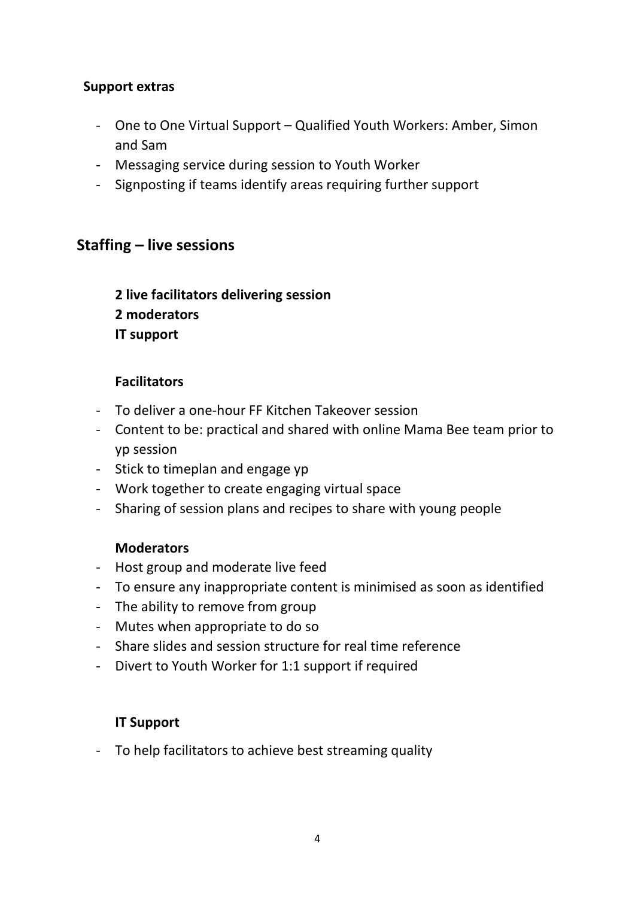**Support extras**

- One to One Virtual Support – Qualified Youth Workers: Amber, Simon and Sam
- Messaging service during session to Youth Worker
- Signposting if teams identify areas requiring further support

## Staffing – live sessions

**2 live facilitators delivering session**
**2 moderators**
**IT support**

**Facilitators**

- To deliver a one-hour FF Kitchen Takeover session
- Content to be: practical and shared with online Mama Bee team prior to yp session
- Stick to timeplan and engage yp
- Work together to create engaging virtual space
- Sharing of session plans and recipes to share with young people

**Moderators**

- Host group and moderate live feed
- To ensure any inappropriate content is minimised as soon as identified
- The ability to remove from group
- Mutes when appropriate to do so
- Share slides and session structure for real time reference
- Divert to Youth Worker for 1:1 support if required

**IT Support**

- To help facilitators to achieve best streaming quality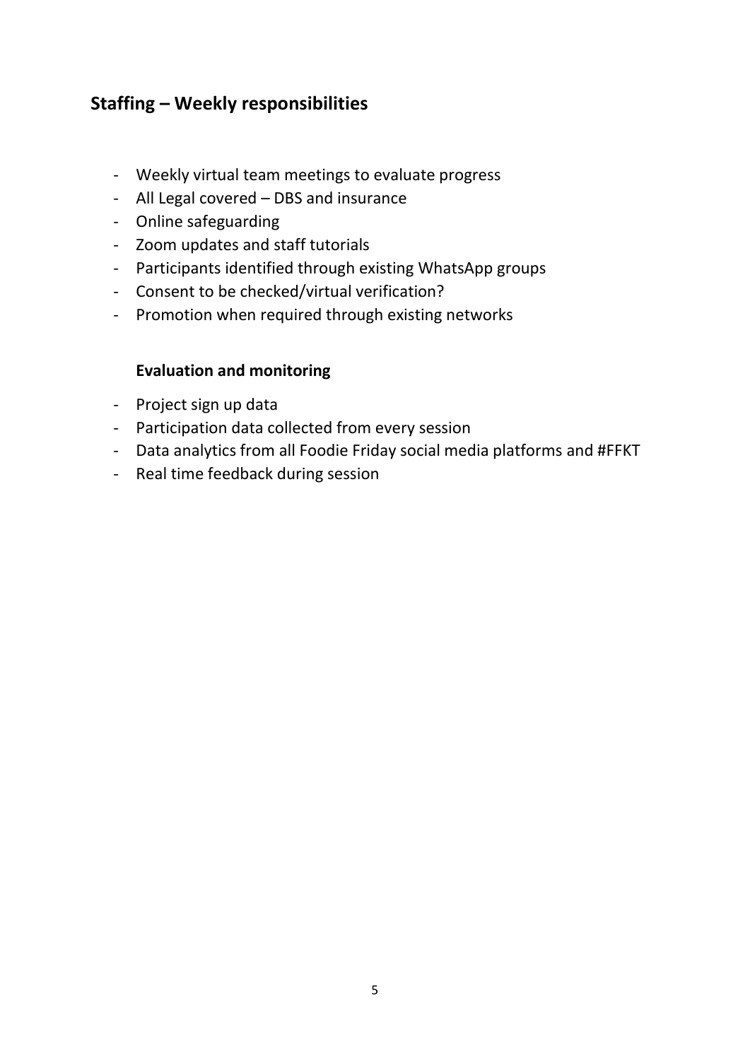## Staffing – Weekly responsibilities

- Weekly virtual team meetings to evaluate progress
- All Legal covered – DBS and insurance
- Online safeguarding
- Zoom updates and staff tutorials
- Participants identified through existing WhatsApp groups
- Consent to be checked/virtual verification?
- Promotion when required through existing networks

### Evaluation and monitoring

- Project sign up data
- Participation data collected from every session
- Data analytics from all Foodie Friday social media platforms and #FFKT
- Real time feedback during session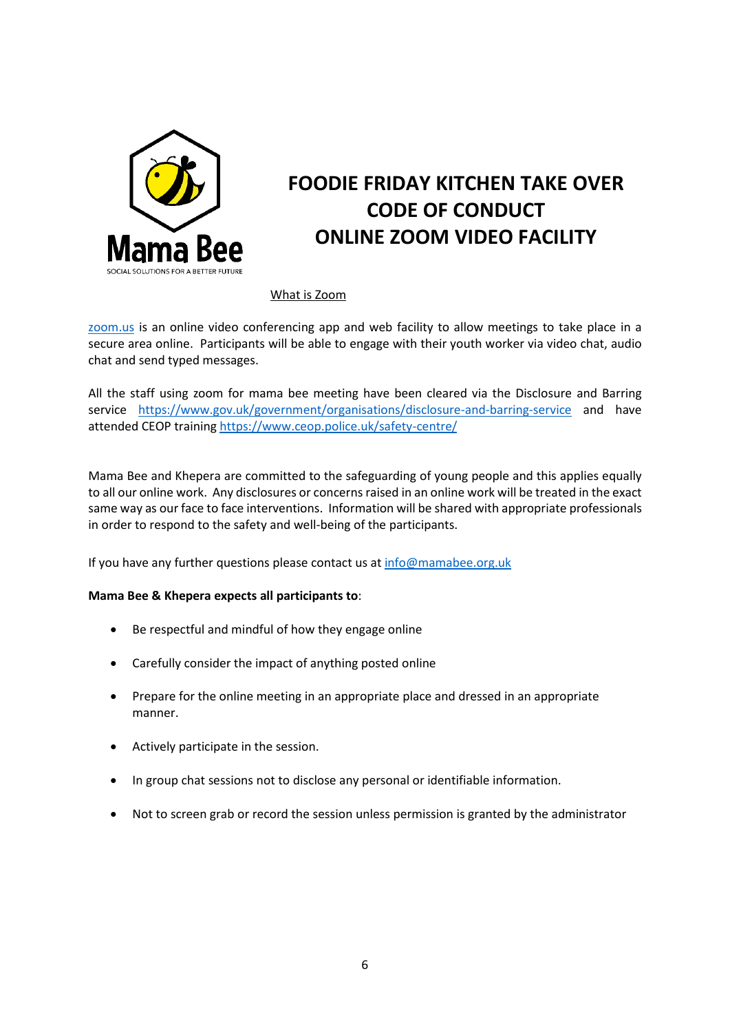Mama Bee

SOCIAL SOLUTIONS FOR A BETTER FUTURE

# FOODIE FRIDAY KITCHEN TAKE OVER
# CODE OF CONDUCT
# ONLINE ZOOM VIDEO FACILITY

What is Zoom

zoom.us is an online video conferencing app and web facility to allow meetings to take place in a secure area online. Participants will be able to engage with their youth worker via video chat, audio chat and send typed messages.

All the staff using zoom for mama bee meeting have been cleared via the Disclosure and Barring service https://www.gov.uk/government/organisations/disclosure-and-barring-service and have attended CEOP training https://www.ceop.police.uk/safety-centre/

Mama Bee and Khepera are committed to the safeguarding of young people and this applies equally to all our online work. Any disclosures or concerns raised in an online work will be treated in the exact same way as our face to face interventions. Information will be shared with appropriate professionals in order to respond to the safety and well-being of the participants.

If you have any further questions please contact us at info@mamabee.org.uk

**Mama Bee & Khepera expects all participants to**:

- Be respectful and mindful of how they engage online
- Carefully consider the impact of anything posted online
- Prepare for the online meeting in an appropriate place and dressed in an appropriate manner.
- Actively participate in the session.
- In group chat sessions not to disclose any personal or identifiable information.
- Not to screen grab or record the session unless permission is granted by the administrator